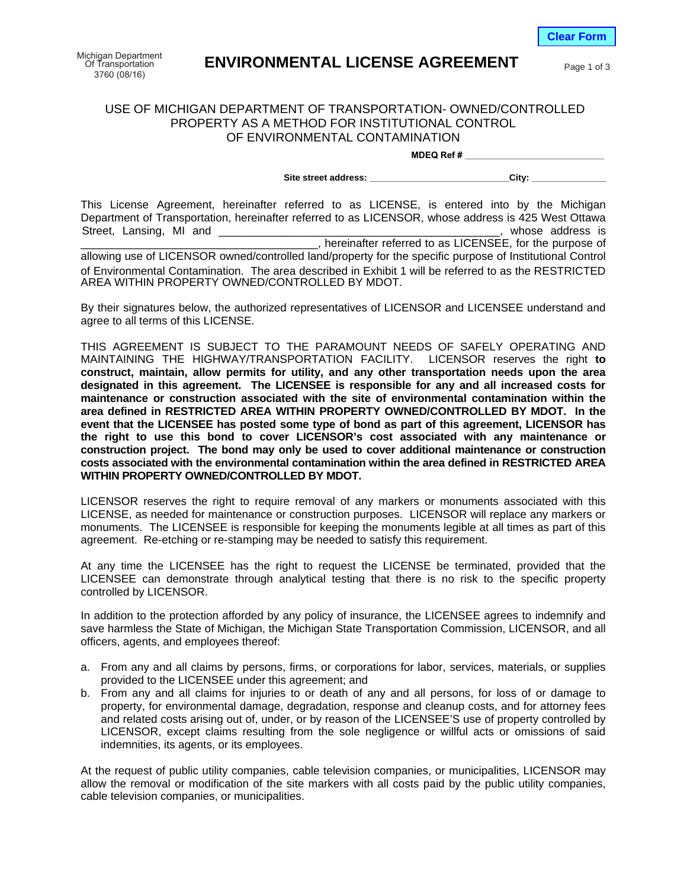Michigan Department
Of Transportation
3760 (08/16)

# ENVIRONMENTAL LICENSE AGREEMENT

USE OF MICHIGAN DEPARTMENT OF TRANSPORTATION- OWNED/CONTROLLED PROPERTY AS A METHOD FOR INSTITUTIONAL CONTROL OF ENVIRONMENTAL CONTAMINATION

**MDEQ Ref # ___________________________**

**Site street address: ___________________________City: _______________**

This License Agreement, hereinafter referred to as LICENSE, is entered into by the Michigan Department of Transportation, hereinafter referred to as LICENSOR, whose address is 425 West Ottawa Street, Lansing, MI and _______________________________________________, whose address is ______________________________________, hereinafter referred to as LICENSEE, for the purpose of allowing use of LICENSOR owned/controlled land/property for the specific purpose of Institutional Control of Environmental Contamination. The area described in Exhibit 1 will be referred to as the RESTRICTED AREA WITHIN PROPERTY OWNED/CONTROLLED BY MDOT.

By their signatures below, the authorized representatives of LICENSOR and LICENSEE understand and agree to all terms of this LICENSE.

THIS AGREEMENT IS SUBJECT TO THE PARAMOUNT NEEDS OF SAFELY OPERATING AND MAINTAINING THE HIGHWAY/TRANSPORTATION FACILITY. LICENSOR reserves the right **to construct, maintain, allow permits for utility, and any other transportation needs upon the area designated in this agreement. The LICENSEE is responsible for any and all increased costs for maintenance or construction associated with the site of environmental contamination within the area defined in RESTRICTED AREA WITHIN PROPERTY OWNED/CONTROLLED BY MDOT. In the event that the LICENSEE has posted some type of bond as part of this agreement, LICENSOR has the right to use this bond to cover LICENSOR's cost associated with any maintenance or construction project. The bond may only be used to cover additional maintenance or construction costs associated with the environmental contamination within the area defined in RESTRICTED AREA WITHIN PROPERTY OWNED/CONTROLLED BY MDOT.**

LICENSOR reserves the right to require removal of any markers or monuments associated with this LICENSE, as needed for maintenance or construction purposes. LICENSOR will replace any markers or monuments. The LICENSEE is responsible for keeping the monuments legible at all times as part of this agreement. Re-etching or re-stamping may be needed to satisfy this requirement.

At any time the LICENSEE has the right to request the LICENSE be terminated, provided that the LICENSEE can demonstrate through analytical testing that there is no risk to the specific property controlled by LICENSOR.

In addition to the protection afforded by any policy of insurance, the LICENSEE agrees to indemnify and save harmless the State of Michigan, the Michigan State Transportation Commission, LICENSOR, and all officers, agents, and employees thereof:

a. From any and all claims by persons, firms, or corporations for labor, services, materials, or supplies provided to the LICENSEE under this agreement; and
b. From any and all claims for injuries to or death of any and all persons, for loss of or damage to property, for environmental damage, degradation, response and cleanup costs, and for attorney fees and related costs arising out of, under, or by reason of the LICENSEE'S use of property controlled by LICENSOR, except claims resulting from the sole negligence or willful acts or omissions of said indemnities, its agents, or its employees.

At the request of public utility companies, cable television companies, or municipalities, LICENSOR may allow the removal or modification of the site markers with all costs paid by the public utility companies, cable television companies, or municipalities.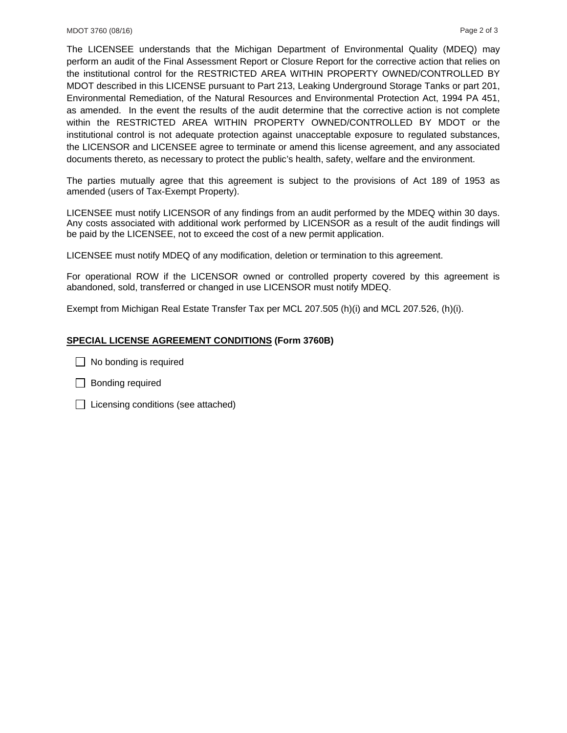The LICENSEE understands that the Michigan Department of Environmental Quality (MDEQ) may perform an audit of the Final Assessment Report or Closure Report for the corrective action that relies on the institutional control for the RESTRICTED AREA WITHIN PROPERTY OWNED/CONTROLLED BY MDOT described in this LICENSE pursuant to Part 213, Leaking Underground Storage Tanks or part 201, Environmental Remediation, of the Natural Resources and Environmental Protection Act, 1994 PA 451, as amended. In the event the results of the audit determine that the corrective action is not complete within the RESTRICTED AREA WITHIN PROPERTY OWNED/CONTROLLED BY MDOT or the institutional control is not adequate protection against unacceptable exposure to regulated substances, the LICENSOR and LICENSEE agree to terminate or amend this license agreement, and any associated documents thereto, as necessary to protect the public's health, safety, welfare and the environment.

The parties mutually agree that this agreement is subject to the provisions of Act 189 of 1953 as amended (users of Tax-Exempt Property).

LICENSEE must notify LICENSOR of any findings from an audit performed by the MDEQ within 30 days. Any costs associated with additional work performed by LICENSOR as a result of the audit findings will be paid by the LICENSEE, not to exceed the cost of a new permit application.

LICENSEE must notify MDEQ of any modification, deletion or termination to this agreement.

For operational ROW if the LICENSOR owned or controlled property covered by this agreement is abandoned, sold, transferred or changed in use LICENSOR must notify MDEQ.

Exempt from Michigan Real Estate Transfer Tax per MCL 207.505 (h)(i) and MCL 207.526, (h)(i).

**SPECIAL LICENSE AGREEMENT CONDITIONS (Form 3760B)**

- ☐ No bonding is required
- ☐ Bonding required
- ☐ Licensing conditions (see attached)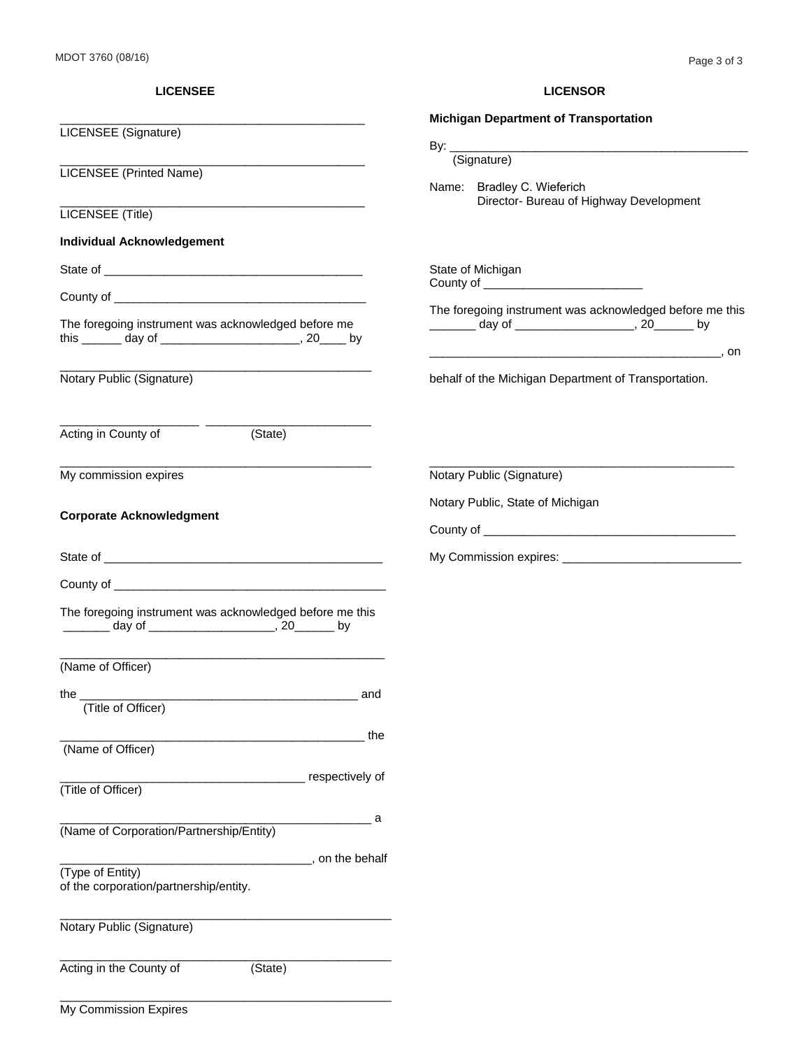## LICENSEE

_______________________________________________
LICENSEE (Signature)

_______________________________________________
LICENSEE (Printed Name)

_______________________________________________
LICENSEE (Title)

**Individual Acknowledgement**

State of _______________________________________

County of ______________________________________

The foregoing instrument was acknowledged before me this ______ day of _____________________, 20____ by

_______________________________________________
Notary Public (Signature)

____________________ ________________________
Acting in County of (State)

_______________________________________________
My commission expires

**Corporate Acknowledgment**

State of ___________________________________________

County of __________________________________________

The foregoing instrument was acknowledged before me this _______ day of ___________________, 20______ by

_______________________________________________
(Name of Officer)

the __________________________________________ and
(Title of Officer)

_______________________________________________ the
(Name of Officer)

_____________________________________ respectively of
(Title of Officer)

_______________________________________________ a
(Name of Corporation/Partnership/Entity)

______________________________________, on the behalf
(Type of Entity)
of the corporation/partnership/entity.

_______________________________________________
Notary Public (Signature)

_______________________________________________
Acting in the County of (State)

_______________________________________________
My Commission Expires

## LICENSOR

**Michigan Department of Transportation**

By: ____________________________________________
(Signature)

Name: Bradley C. Wieferich
Director- Bureau of Highway Development

State of Michigan
County of ________________________

The foregoing instrument was acknowledged before me this _______ day of _________________, 20______ by

____________________________________________, on

behalf of the Michigan Department of Transportation.

_______________________________________________
Notary Public (Signature)

Notary Public, State of Michigan

County of ______________________________________

My Commission expires: ___________________________